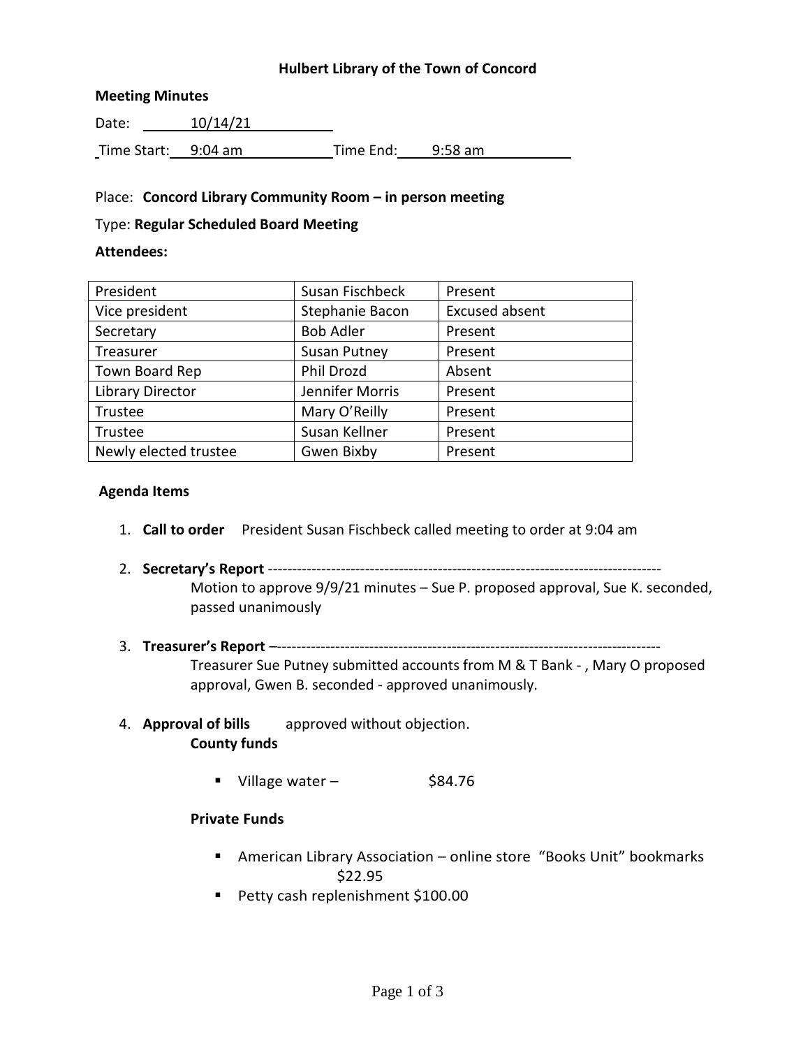# Hulbert Library of the Town of Concord

**Meeting Minutes**

Date: 10/14/21

Time Start: 9:04 am  Time End: 9:58 am

Place: **Concord Library Community Room – in person meeting**

Type: **Regular Scheduled Board Meeting**

**Attendees:**

| President | Susan Fischbeck | Present |
|---|---|---|
| Vice president | Stephanie Bacon | Excused absent |
| Secretary | Bob Adler | Present |
| Treasurer | Susan Putney | Present |
| Town Board Rep | Phil Drozd | Absent |
| Library Director | Jennifer Morris | Present |
| Trustee | Mary O'Reilly | Present |
| Trustee | Susan Kellner | Present |
| Newly elected trustee | Gwen Bixby | Present |

**Agenda Items**

1. **Call to order** President Susan Fischbeck called meeting to order at 9:04 am

2. **Secretary's Report** --------------------------------------------------------------------------------
   Motion to approve 9/9/21 minutes – Sue P. proposed approval, Sue K. seconded, passed unanimously

3. **Treasurer's Report** –-------------------------------------------------------------------------------
   Treasurer Sue Putney submitted accounts from M & T Bank - , Mary O proposed approval, Gwen B. seconded - approved unanimously.

4. **Approval of bills** approved without objection.
   **County funds**

   - Village water – $84.76

   **Private Funds**

   - American Library Association – online store "Books Unit" bookmarks $22.95
   - Petty cash replenishment $100.00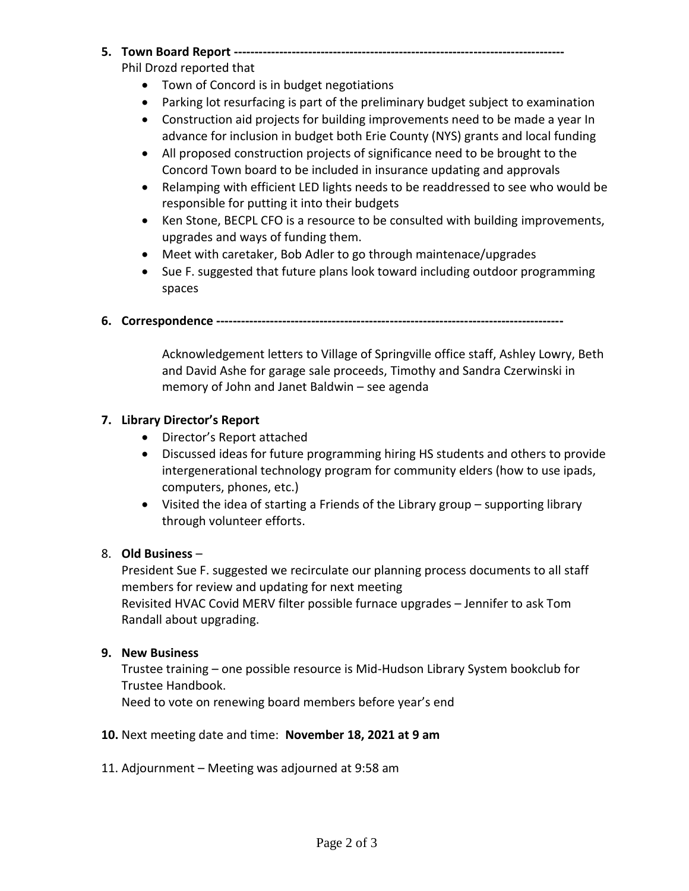**5. Town Board Report -------------------------------------------------------------------------------**

Phil Drozd reported that

- Town of Concord is in budget negotiations
- Parking lot resurfacing is part of the preliminary budget subject to examination
- Construction aid projects for building improvements need to be made a year In advance for inclusion in budget both Erie County (NYS) grants and local funding
- All proposed construction projects of significance need to be brought to the Concord Town board to be included in insurance updating and approvals
- Relamping with efficient LED lights needs to be readdressed to see who would be responsible for putting it into their budgets
- Ken Stone, BECPL CFO is a resource to be consulted with building improvements, upgrades and ways of funding them.
- Meet with caretaker, Bob Adler to go through maintenace/upgrades
- Sue F. suggested that future plans look toward including outdoor programming spaces

**6. Correspondence ---------------------------------------------------------------------------------**

Acknowledgement letters to Village of Springville office staff, Ashley Lowry, Beth and David Ashe for garage sale proceeds, Timothy and Sandra Czerwinski in memory of John and Janet Baldwin – see agenda

**7. Library Director's Report**

- Director's Report attached
- Discussed ideas for future programming hiring HS students and others to provide intergenerational technology program for community elders (how to use ipads, computers, phones, etc.)
- Visited the idea of starting a Friends of the Library group – supporting library through volunteer efforts.

8. **Old Business** –

President Sue F. suggested we recirculate our planning process documents to all staff members for review and updating for next meeting
Revisited HVAC Covid MERV filter possible furnace upgrades – Jennifer to ask Tom Randall about upgrading.

**9. New Business**

Trustee training – one possible resource is Mid-Hudson Library System bookclub for Trustee Handbook.
Need to vote on renewing board members before year's end

**10.** Next meeting date and time: **November 18, 2021 at 9 am**

11. Adjournment – Meeting was adjourned at 9:58 am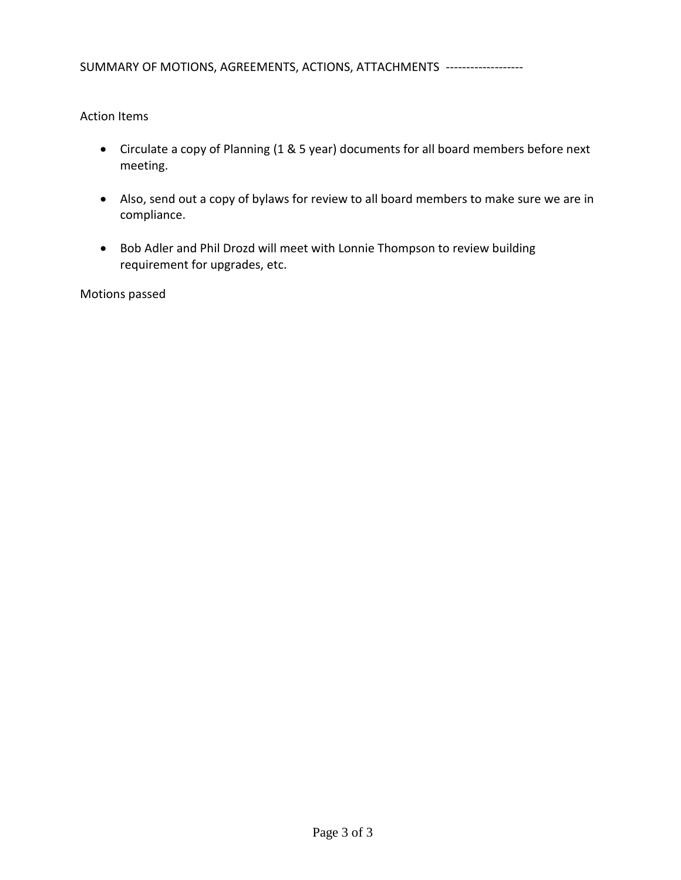SUMMARY OF MOTIONS, AGREEMENTS, ACTIONS, ATTACHMENTS -------------------

Action Items

- Circulate a copy of Planning (1 & 5 year) documents for all board members before next meeting.

- Also, send out a copy of bylaws for review to all board members to make sure we are in compliance.

- Bob Adler and Phil Drozd will meet with Lonnie Thompson to review building requirement for upgrades, etc.

Motions passed